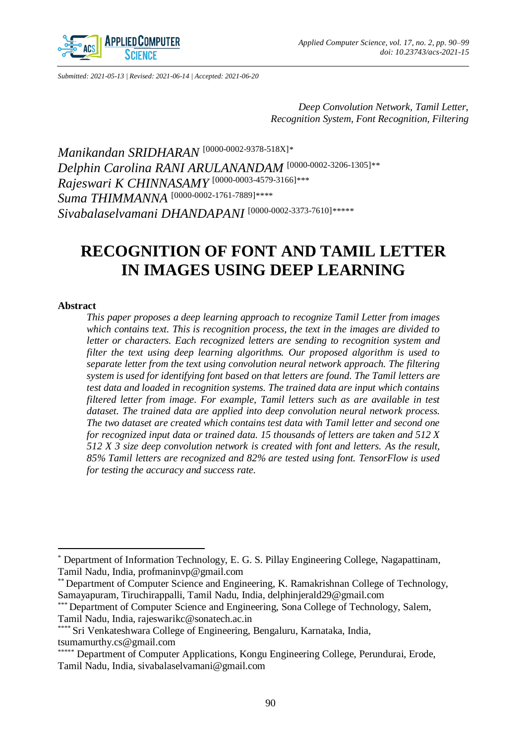*Submitted: 2021-05-13 | Revised: 2021-06-14 | Accepted: 2021-06-20*

*Deep Convolution Network, Tamil Letter, Recognition System, Font Recognition, Filtering*

*Manikandan SRIDHARAN* [0000-0002-9378-518X]*
*Delphin Carolina RANI ARULANANDAM* [0000-0002-3206-1305]**
*Rajeswari K CHINNASAMY* [0000-0003-4579-3166]***
*Suma THIMMANNA* [0000-0002-1761-7889]****
*Sivabalaselvamani DHANDAPANI* [0000-0002-3373-7610]*****

# RECOGNITION OF FONT AND TAMIL LETTER IN IMAGES USING DEEP LEARNING

### Abstract

*This paper proposes a deep learning approach to recognize Tamil Letter from images which contains text. This is recognition process, the text in the images are divided to letter or characters. Each recognized letters are sending to recognition system and filter the text using deep learning algorithms. Our proposed algorithm is used to separate letter from the text using convolution neural network approach. The filtering system is used for identifying font based on that letters are found. The Tamil letters are test data and loaded in recognition systems. The trained data are input which contains filtered letter from image. For example, Tamil letters such as are available in test dataset. The trained data are applied into deep convolution neural network process. The two dataset are created which contains test data with Tamil letter and second one for recognized input data or trained data. 15 thousands of letters are taken and 512 X 512 X 3 size deep convolution network is created with font and letters. As the result, 85% Tamil letters are recognized and 82% are tested using font. TensorFlow is used for testing the accuracy and success rate.*

---

* Department of Information Technology, E. G. S. Pillay Engineering College, Nagapattinam, Tamil Nadu, India, profmaninvp@gmail.com

** Department of Computer Science and Engineering, K. Ramakrishnan College of Technology, Samayapuram, Tiruchirappalli, Tamil Nadu, India, delphinjerald29@gmail.com

*** Department of Computer Science and Engineering, Sona College of Technology, Salem, Tamil Nadu, India, rajeswarikc@sonatech.ac.in

**** Sri Venkateshwara College of Engineering, Bengaluru, Karnataka, India, tsumamurthy.cs@gmail.com

***** Department of Computer Applications, Kongu Engineering College, Perundurai, Erode, Tamil Nadu, India, sivabalaselvamani@gmail.com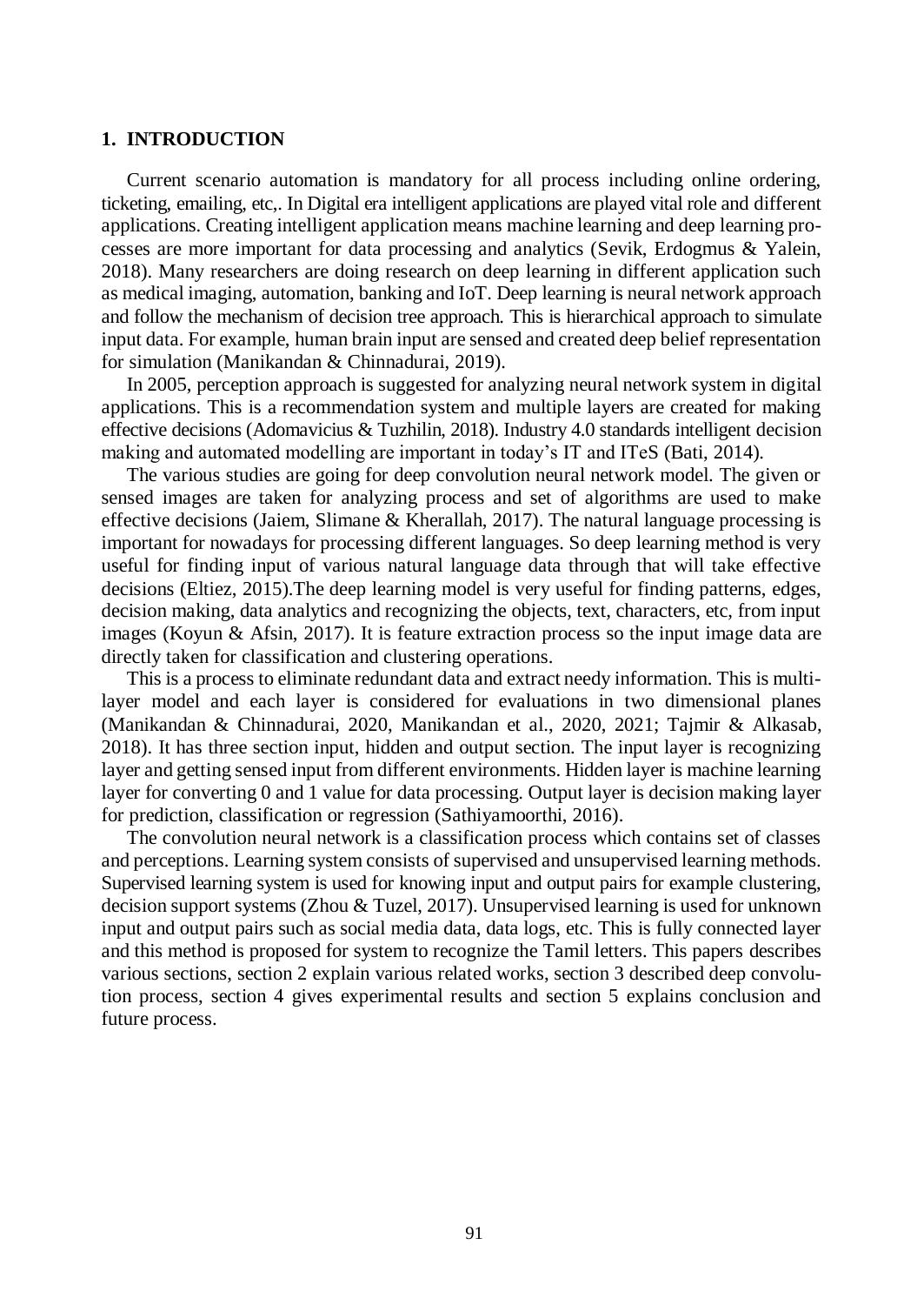## 1. INTRODUCTION

Current scenario automation is mandatory for all process including online ordering, ticketing, emailing, etc,. In Digital era intelligent applications are played vital role and different applications. Creating intelligent application means machine learning and deep learning processes are more important for data processing and analytics (Sevik, Erdogmus & Yalein, 2018). Many researchers are doing research on deep learning in different application such as medical imaging, automation, banking and IoT. Deep learning is neural network approach and follow the mechanism of decision tree approach. This is hierarchical approach to simulate input data. For example, human brain input are sensed and created deep belief representation for simulation (Manikandan & Chinnadurai, 2019).

In 2005, perception approach is suggested for analyzing neural network system in digital applications. This is a recommendation system and multiple layers are created for making effective decisions (Adomavicius & Tuzhilin, 2018). Industry 4.0 standards intelligent decision making and automated modelling are important in today's IT and ITeS (Bati, 2014).

The various studies are going for deep convolution neural network model. The given or sensed images are taken for analyzing process and set of algorithms are used to make effective decisions (Jaiem, Slimane & Kherallah, 2017). The natural language processing is important for nowadays for processing different languages. So deep learning method is very useful for finding input of various natural language data through that will take effective decisions (Eltiez, 2015).The deep learning model is very useful for finding patterns, edges, decision making, data analytics and recognizing the objects, text, characters, etc, from input images (Koyun & Afsin, 2017). It is feature extraction process so the input image data are directly taken for classification and clustering operations.

This is a process to eliminate redundant data and extract needy information. This is multi-layer model and each layer is considered for evaluations in two dimensional planes (Manikandan & Chinnadurai, 2020, Manikandan et al., 2020, 2021; Tajmir & Alkasab, 2018). It has three section input, hidden and output section. The input layer is recognizing layer and getting sensed input from different environments. Hidden layer is machine learning layer for converting 0 and 1 value for data processing. Output layer is decision making layer for prediction, classification or regression (Sathiyamoorthi, 2016).

The convolution neural network is a classification process which contains set of classes and perceptions. Learning system consists of supervised and unsupervised learning methods. Supervised learning system is used for knowing input and output pairs for example clustering, decision support systems (Zhou & Tuzel, 2017). Unsupervised learning is used for unknown input and output pairs such as social media data, data logs, etc. This is fully connected layer and this method is proposed for system to recognize the Tamil letters. This papers describes various sections, section 2 explain various related works, section 3 described deep convolution process, section 4 gives experimental results and section 5 explains conclusion and future process.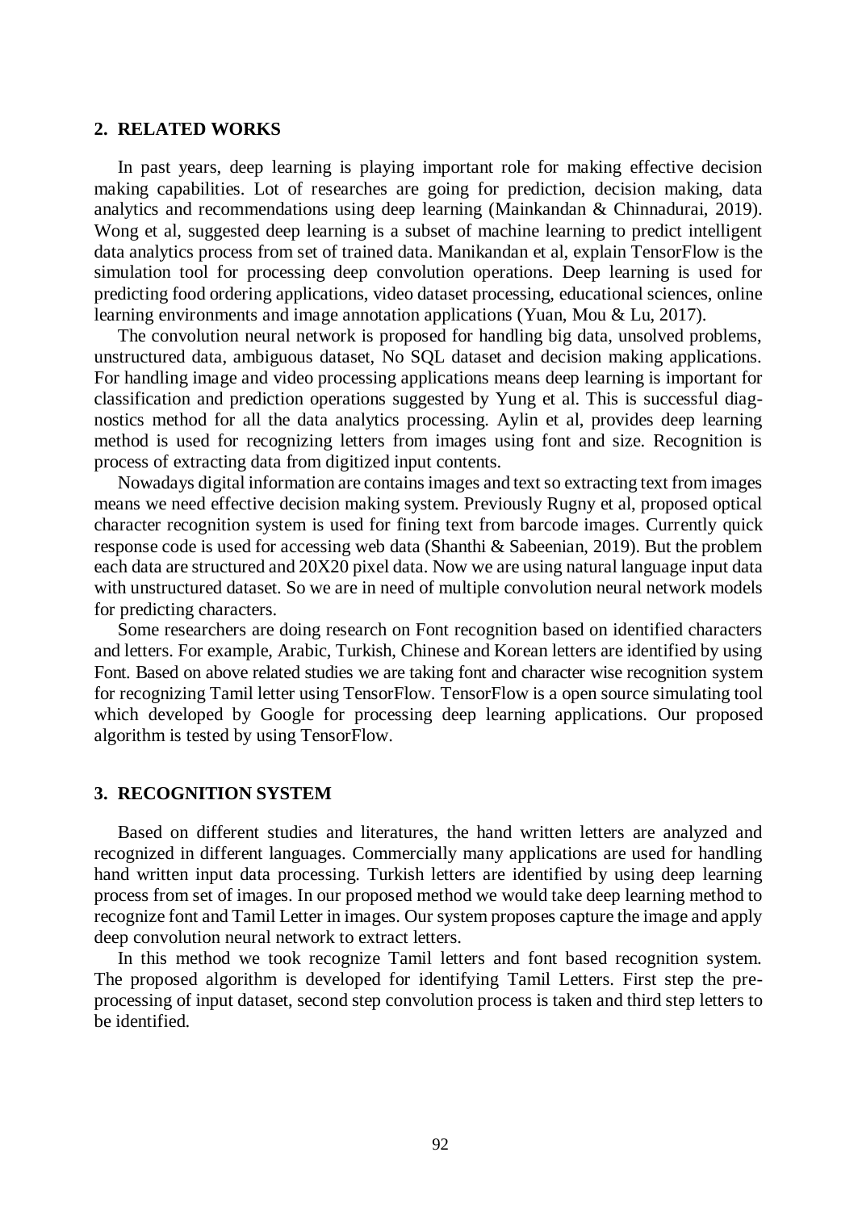## 2. RELATED WORKS

In past years, deep learning is playing important role for making effective decision making capabilities. Lot of researches are going for prediction, decision making, data analytics and recommendations using deep learning (Mainkandan & Chinnadurai, 2019). Wong et al, suggested deep learning is a subset of machine learning to predict intelligent data analytics process from set of trained data. Manikandan et al, explain TensorFlow is the simulation tool for processing deep convolution operations. Deep learning is used for predicting food ordering applications, video dataset processing, educational sciences, online learning environments and image annotation applications (Yuan, Mou & Lu, 2017).

The convolution neural network is proposed for handling big data, unsolved problems, unstructured data, ambiguous dataset, No SQL dataset and decision making applications. For handling image and video processing applications means deep learning is important for classification and prediction operations suggested by Yung et al. This is successful diagnostics method for all the data analytics processing. Aylin et al, provides deep learning method is used for recognizing letters from images using font and size. Recognition is process of extracting data from digitized input contents.

Nowadays digital information are contains images and text so extracting text from images means we need effective decision making system. Previously Rugny et al, proposed optical character recognition system is used for fining text from barcode images. Currently quick response code is used for accessing web data (Shanthi & Sabeenian, 2019). But the problem each data are structured and 20X20 pixel data. Now we are using natural language input data with unstructured dataset. So we are in need of multiple convolution neural network models for predicting characters.

Some researchers are doing research on Font recognition based on identified characters and letters. For example, Arabic, Turkish, Chinese and Korean letters are identified by using Font. Based on above related studies we are taking font and character wise recognition system for recognizing Tamil letter using TensorFlow. TensorFlow is a open source simulating tool which developed by Google for processing deep learning applications. Our proposed algorithm is tested by using TensorFlow.

## 3. RECOGNITION SYSTEM

Based on different studies and literatures, the hand written letters are analyzed and recognized in different languages. Commercially many applications are used for handling hand written input data processing. Turkish letters are identified by using deep learning process from set of images. In our proposed method we would take deep learning method to recognize font and Tamil Letter in images. Our system proposes capture the image and apply deep convolution neural network to extract letters.

In this method we took recognize Tamil letters and font based recognition system. The proposed algorithm is developed for identifying Tamil Letters. First step the pre-processing of input dataset, second step convolution process is taken and third step letters to be identified.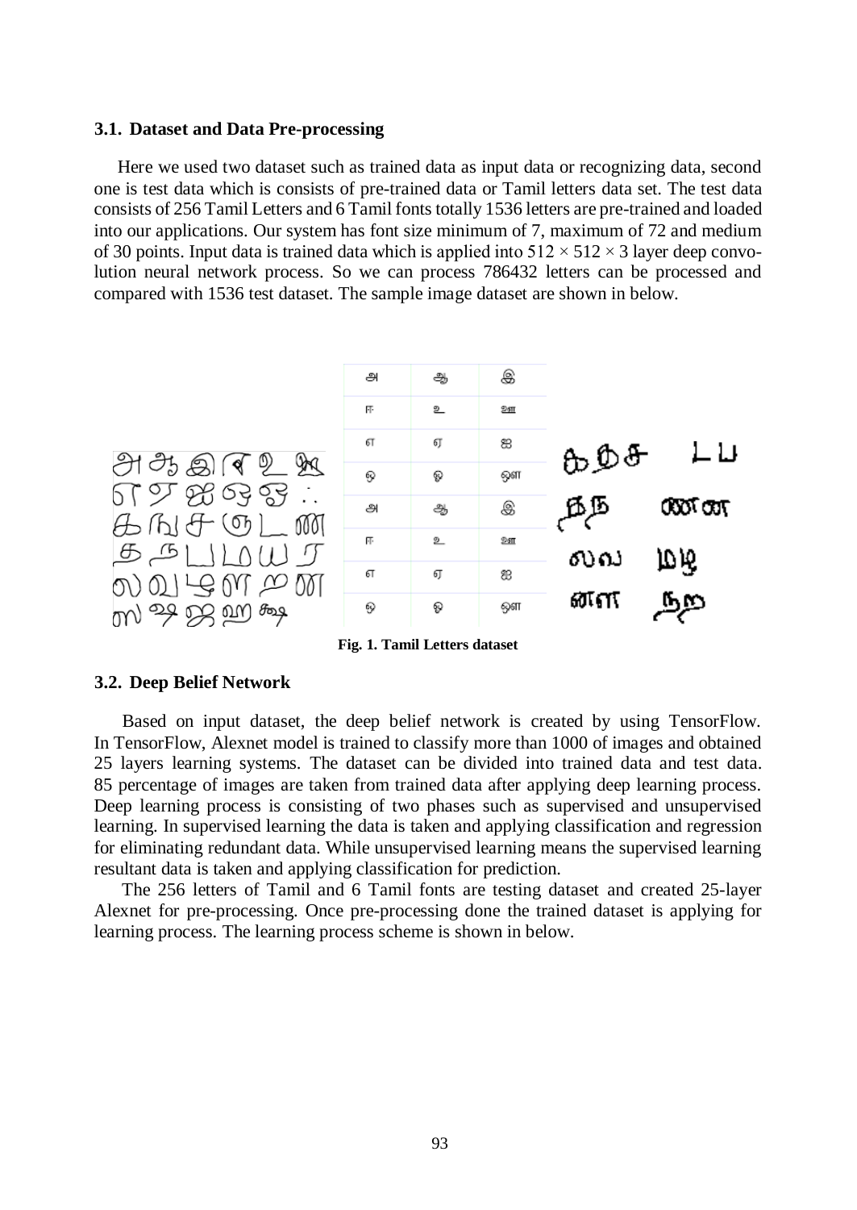### 3.1. Dataset and Data Pre-processing

Here we used two dataset such as trained data as input data or recognizing data, second one is test data which is consists of pre-trained data or Tamil letters data set. The test data consists of 256 Tamil Letters and 6 Tamil fonts totally 1536 letters are pre-trained and loaded into our applications. Our system has font size minimum of 7, maximum of 72 and medium of 30 points. Input data is trained data which is applied into $512 \times 512 \times 3$ layer deep convolution neural network process. So we can process 786432 letters can be processed and compared with 1536 test dataset. The sample image dataset are shown in below.

**Fig. 1. Tamil Letters dataset**

### 3.2. Deep Belief Network

Based on input dataset, the deep belief network is created by using TensorFlow. In TensorFlow, Alexnet model is trained to classify more than 1000 of images and obtained 25 layers learning systems. The dataset can be divided into trained data and test data. 85 percentage of images are taken from trained data after applying deep learning process. Deep learning process is consisting of two phases such as supervised and unsupervised learning. In supervised learning the data is taken and applying classification and regression for eliminating redundant data. While unsupervised learning means the supervised learning resultant data is taken and applying classification for prediction.

The 256 letters of Tamil and 6 Tamil fonts are testing dataset and created 25-layer Alexnet for pre-processing. Once pre-processing done the trained dataset is applying for learning process. The learning process scheme is shown in below.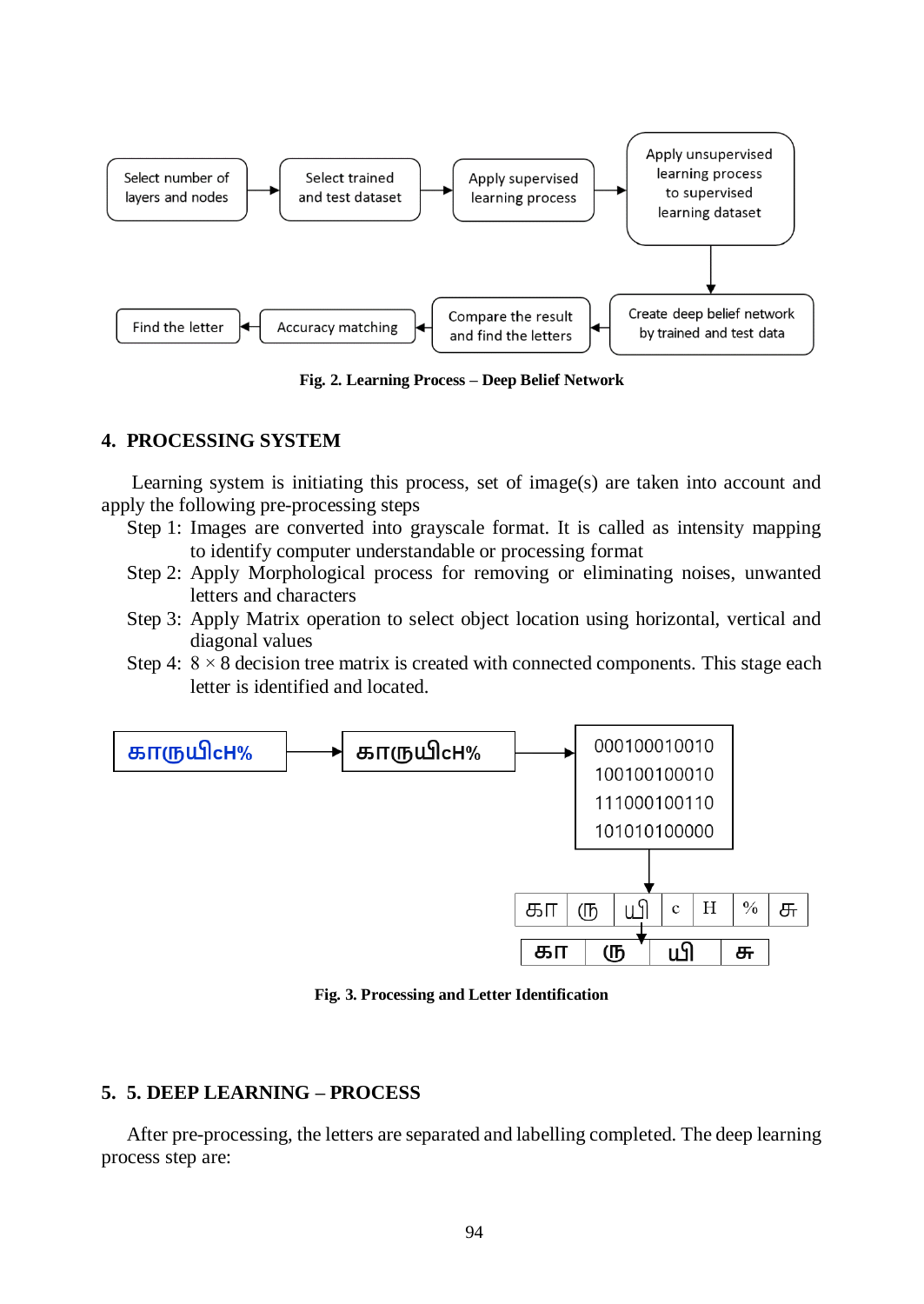Select number of layers and nodes → Select trained and test dataset → Apply supervised learning process → Apply unsupervised learning process to supervised learning dataset → Create deep belief network by trained and test data → Compare the result and find the letters → Accuracy matching → Find the letter

Fig. 2. Learning Process – Deep Belief Network

## 4. PROCESSING SYSTEM

Learning system is initiating this process, set of image(s) are taken into account and apply the following pre-processing steps

Step 1: Images are converted into grayscale format. It is called as intensity mapping to identify computer understandable or processing format

Step 2: Apply Morphological process for removing or eliminating noises, unwanted letters and characters

Step 3: Apply Matrix operation to select object location using horizontal, vertical and diagonal values

Step 4: $8 \times 8$ decision tree matrix is created with connected components. This stage each letter is identified and located.

காருயிcH% → காருயிcH% →

000100010010
100100100010
111000100110
101010100000

| கா | ரு | யி | c | H | % | சு |
|---|---|---|---|---|---|---|

| கா | ரு | யி | சு |
|---|---|---|---|

Fig. 3. Processing and Letter Identification

## 5. 5. DEEP LEARNING – PROCESS

After pre-processing, the letters are separated and labelling completed. The deep learning process step are: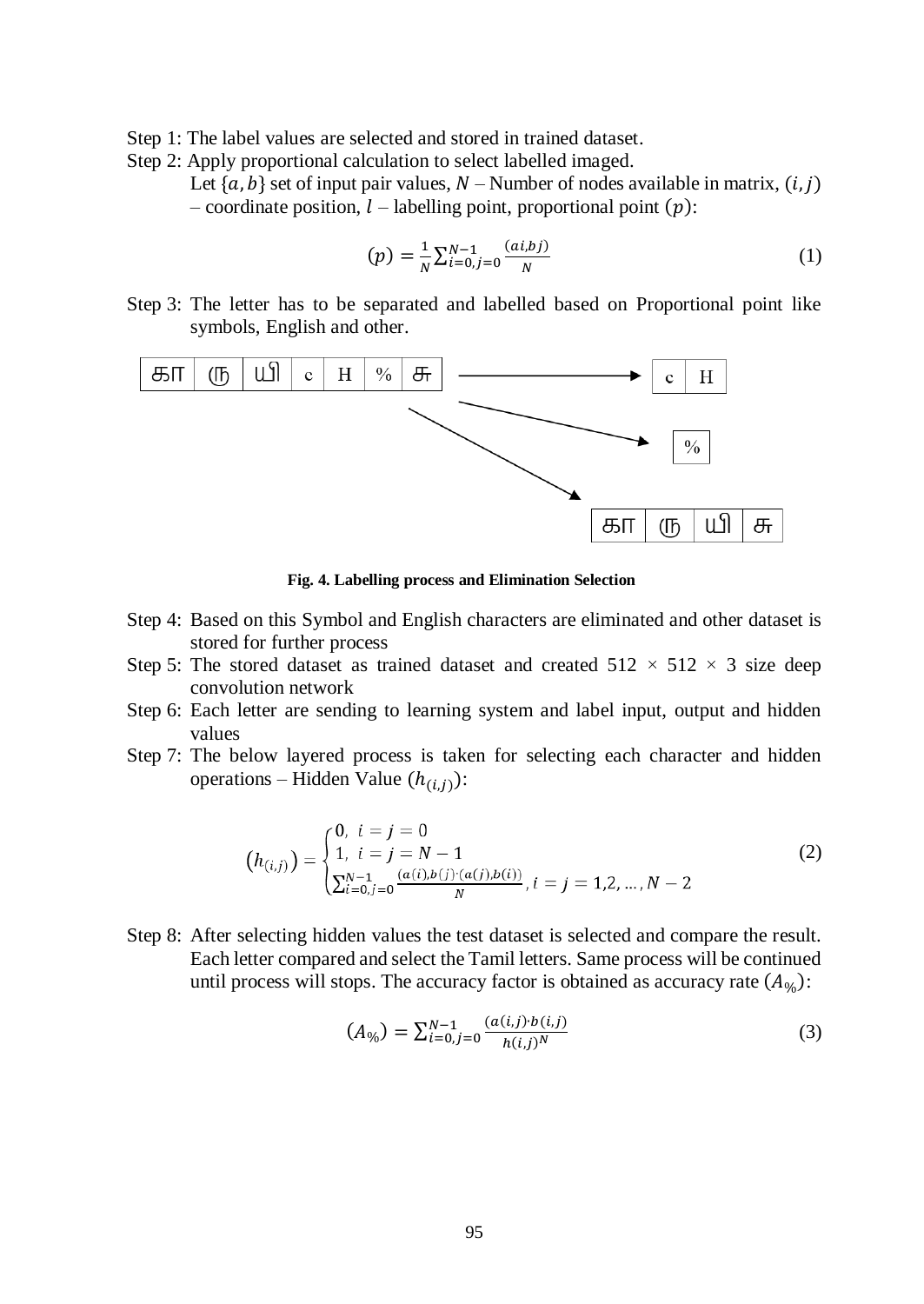Step 1: The label values are selected and stored in trained dataset.

Step 2: Apply proportional calculation to select labelled imaged.

Let $\{a, b\}$ set of input pair values, $N$ – Number of nodes available in matrix, $(i, j)$ – coordinate position, $l$ – labelling point, proportional point $(p)$:

$$(p) = \frac{1}{N} \sum_{i=0, j=0}^{N-1} \frac{(ai, bj)}{N} \tag{1}$$

Step 3: The letter has to be separated and labelled based on Proportional point like symbols, English and other.

| கா | ரு | யி | c | H | % | சு |
|---|---|---|---|---|---|---|

→

| c | H |
|---|---|

| % |
|---|

| கா | ரு | யி | சு |
|---|---|---|---|

**Fig. 4. Labelling process and Elimination Selection**

Step 4: Based on this Symbol and English characters are eliminated and other dataset is stored for further process

Step 5: The stored dataset as trained dataset and created $512 \times 512 \times 3$ size deep convolution network

Step 6: Each letter are sending to learning system and label input, output and hidden values

Step 7: The below layered process is taken for selecting each character and hidden operations – Hidden Value $(h_{(i,j)})$:

$$\left(h_{(i,j)}\right) = \begin{cases} 0, \; i = j = 0 \\ 1, \; i = j = N - 1 \\ \sum_{i=0, j=0}^{N-1} \frac{(a(i), b(j) \cdot (a(j), b(i))}{N}, \; i = j = 1, 2, \ldots, N - 2 \end{cases} \tag{2}$$

Step 8: After selecting hidden values the test dataset is selected and compare the result. Each letter compared and select the Tamil letters. Same process will be continued until process will stops. The accuracy factor is obtained as accuracy rate $(A_{\%})$:

$$(A_{\%}) = \sum_{i=0, j=0}^{N-1} \frac{(a(i, j) \cdot b(i, j)}{h(i, j)^{N}} \tag{3}$$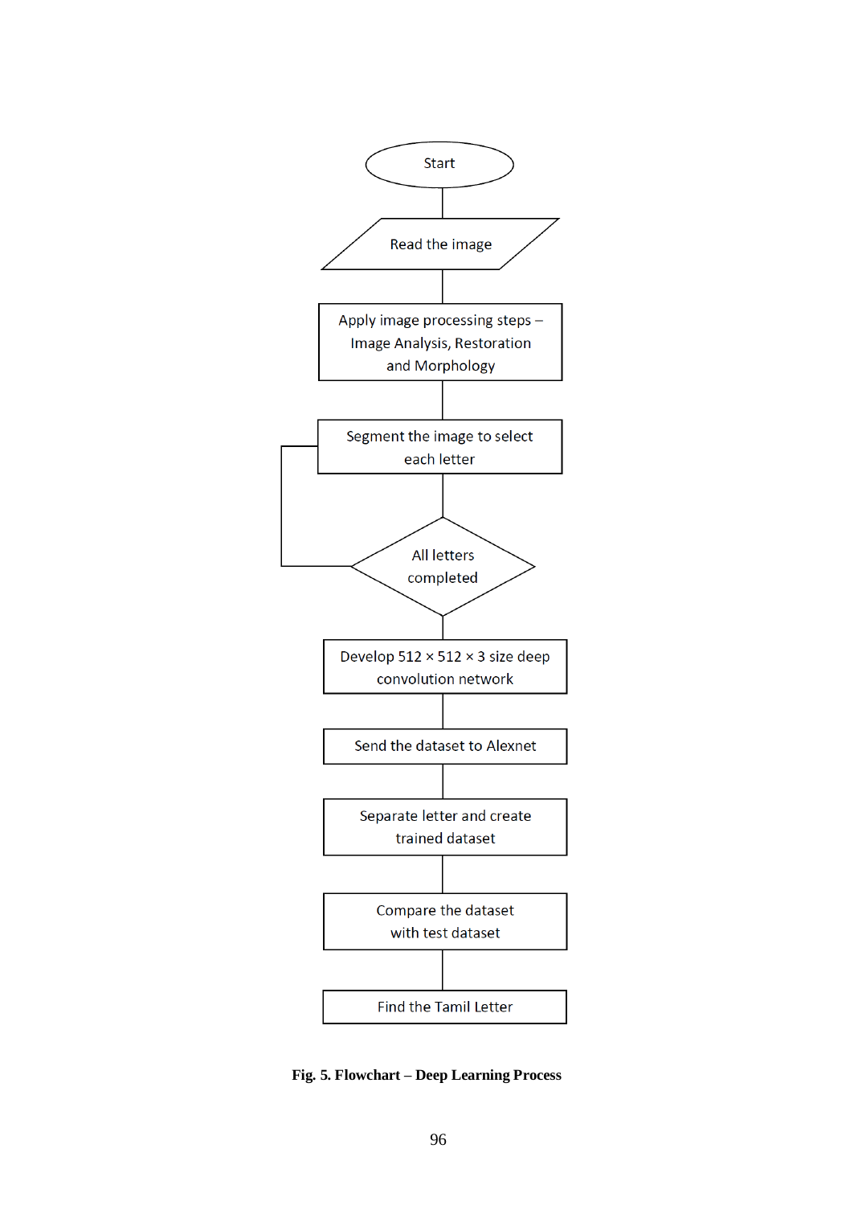Start

Read the image

Apply image processing steps – Image Analysis, Restoration and Morphology

Segment the image to select each letter

All letters completed

Develop 512 × 512 × 3 size deep convolution network

Send the dataset to Alexnet

Separate letter and create trained dataset

Compare the dataset with test dataset

Find the Tamil Letter

**Fig. 5. Flowchart – Deep Learning Process**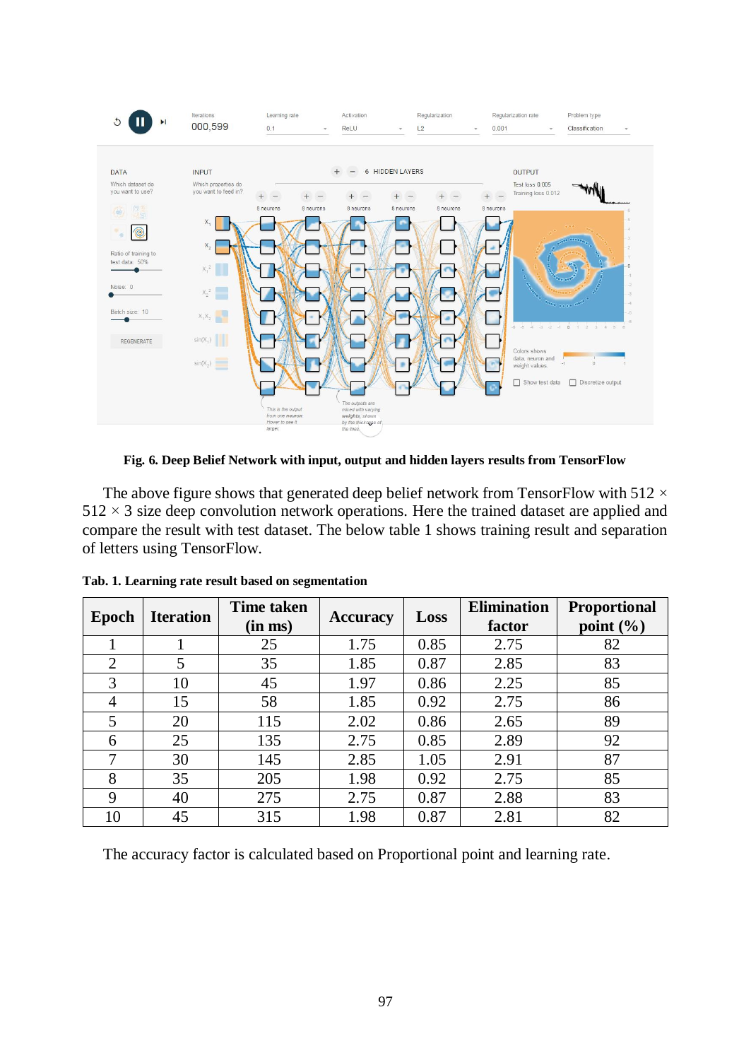**Fig. 6. Deep Belief Network with input, output and hidden layers results from TensorFlow**

The above figure shows that generated deep belief network from TensorFlow with 512 × 512 × 3 size deep convolution network operations. Here the trained dataset are applied and compare the result with test dataset. The below table 1 shows training result and separation of letters using TensorFlow.

**Tab. 1. Learning rate result based on segmentation**

| Epoch | Iteration | Time taken (in ms) | Accuracy | Loss | Elimination factor | Proportional point (%) |
|---|---|---|---|---|---|---|
| 1 | 1 | 25 | 1.75 | 0.85 | 2.75 | 82 |
| 2 | 5 | 35 | 1.85 | 0.87 | 2.85 | 83 |
| 3 | 10 | 45 | 1.97 | 0.86 | 2.25 | 85 |
| 4 | 15 | 58 | 1.85 | 0.92 | 2.75 | 86 |
| 5 | 20 | 115 | 2.02 | 0.86 | 2.65 | 89 |
| 6 | 25 | 135 | 2.75 | 0.85 | 2.89 | 92 |
| 7 | 30 | 145 | 2.85 | 1.05 | 2.91 | 87 |
| 8 | 35 | 205 | 1.98 | 0.92 | 2.75 | 85 |
| 9 | 40 | 275 | 2.75 | 0.87 | 2.88 | 83 |
| 10 | 45 | 315 | 1.98 | 0.87 | 2.81 | 82 |

The accuracy factor is calculated based on Proportional point and learning rate.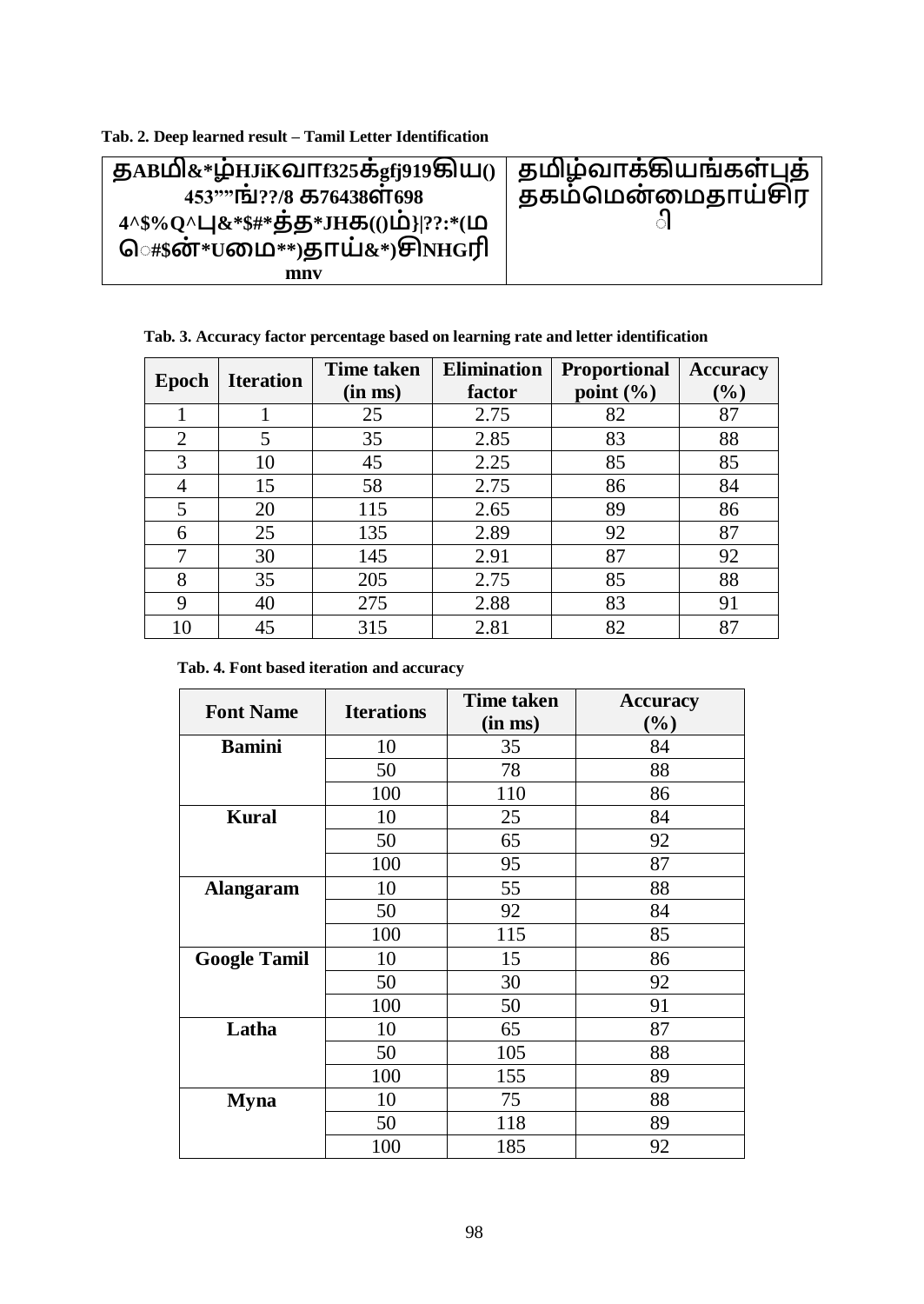**Tab. 2. Deep learned result – Tamil Letter Identification**

| தABமி&*ழ்HJiKவாf325க்gfj919கிய() 453””ங்??/8 க76438ள்698 4^$%Q^பு&*$#*த்த*JHக(()ம்}\|??:*(மெ#$ன்*Uமை**)தாய்&*)சிNHGரி mnv | தமிழ்வாக்கியங்கள்புத்தகம்மென்மைதாய்சிரி |
|---|---|

**Tab. 3. Accuracy factor percentage based on learning rate and letter identification**

| Epoch | Iteration | Time taken (in ms) | Elimination factor | Proportional point (%) | Accuracy (%) |
|---|---|---|---|---|---|
| 1 | 1 | 25 | 2.75 | 82 | 87 |
| 2 | 5 | 35 | 2.85 | 83 | 88 |
| 3 | 10 | 45 | 2.25 | 85 | 85 |
| 4 | 15 | 58 | 2.75 | 86 | 84 |
| 5 | 20 | 115 | 2.65 | 89 | 86 |
| 6 | 25 | 135 | 2.89 | 92 | 87 |
| 7 | 30 | 145 | 2.91 | 87 | 92 |
| 8 | 35 | 205 | 2.75 | 85 | 88 |
| 9 | 40 | 275 | 2.88 | 83 | 91 |
| 10 | 45 | 315 | 2.81 | 82 | 87 |

**Tab. 4. Font based iteration and accuracy**

| Font Name | Iterations | Time taken (in ms) | Accuracy (%) |
|---|---|---|---|
| **Bamini** | 10 | 35 | 84 |
| | 50 | 78 | 88 |
| | 100 | 110 | 86 |
| **Kural** | 10 | 25 | 84 |
| | 50 | 65 | 92 |
| | 100 | 95 | 87 |
| **Alangaram** | 10 | 55 | 88 |
| | 50 | 92 | 84 |
| | 100 | 115 | 85 |
| **Google Tamil** | 10 | 15 | 86 |
| | 50 | 30 | 92 |
| | 100 | 50 | 91 |
| **Latha** | 10 | 65 | 87 |
| | 50 | 105 | 88 |
| | 100 | 155 | 89 |
| **Myna** | 10 | 75 | 88 |
| | 50 | 118 | 89 |
| | 100 | 185 | 92 |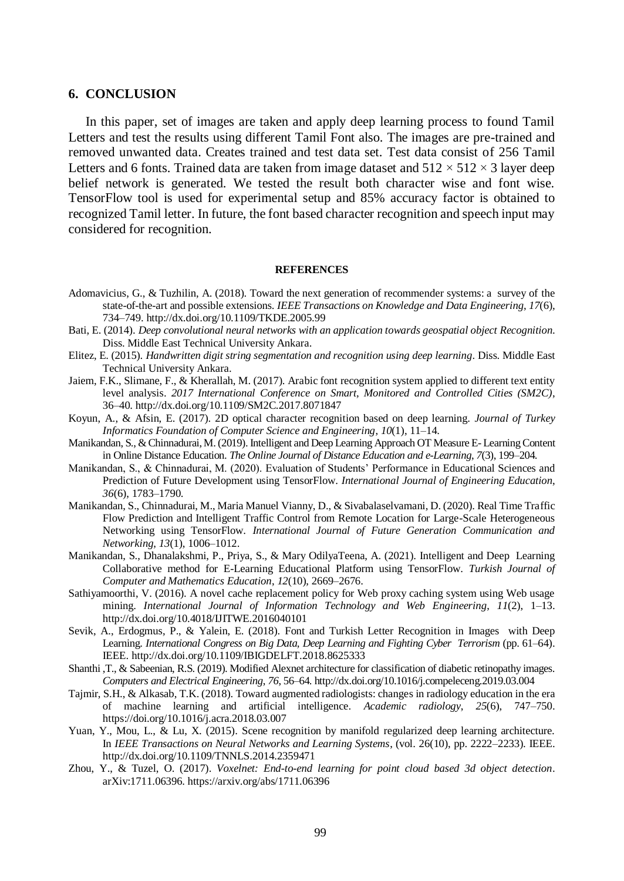## 6. CONCLUSION

In this paper, set of images are taken and apply deep learning process to found Tamil Letters and test the results using different Tamil Font also. The images are pre-trained and removed unwanted data. Creates trained and test data set. Test data consist of 256 Tamil Letters and 6 fonts. Trained data are taken from image dataset and $512 \times 512 \times 3$ layer deep belief network is generated. We tested the result both character wise and font wise. TensorFlow tool is used for experimental setup and 85% accuracy factor is obtained to recognized Tamil letter. In future, the font based character recognition and speech input may considered for recognition.

### REFERENCES

Adomavicius, G., & Tuzhilin, A. (2018). Toward the next generation of recommender systems: a survey of the state-of-the-art and possible extensions. *IEEE Transactions on Knowledge and Data Engineering*, *17*(6), 734–749. http://dx.doi.org/10.1109/TKDE.2005.99

Bati, E. (2014). *Deep convolutional neural networks with an application towards geospatial object Recognition.* Diss. Middle East Technical University Ankara.

Elitez, E. (2015). *Handwritten digit string segmentation and recognition using deep learning*. Diss. Middle East Technical University Ankara.

Jaiem, F.K., Slimane, F., & Kherallah, M. (2017). Arabic font recognition system applied to different text entity level analysis. *2017 International Conference on Smart, Monitored and Controlled Cities (SM2C)*, 36–40. http://dx.doi.org/10.1109/SM2C.2017.8071847

Koyun, A., & Afsin, E. (2017). 2D optical character recognition based on deep learning. *Journal of Turkey Informatics Foundation of Computer Science and Engineering*, *10*(1), 11–14.

Manikandan, S., & Chinnadurai, M. (2019). Intelligent and Deep Learning Approach OT Measure E- Learning Content in Online Distance Education. *The Online Journal of Distance Education and e-Learning*, *7*(3), 199–204.

Manikandan, S., & Chinnadurai, M. (2020). Evaluation of Students' Performance in Educational Sciences and Prediction of Future Development using TensorFlow. *International Journal of Engineering Education*, *36*(6), 1783–1790.

Manikandan, S., Chinnadurai, M., Maria Manuel Vianny, D., & Sivabalaselvamani, D. (2020). Real Time Traffic Flow Prediction and Intelligent Traffic Control from Remote Location for Large-Scale Heterogeneous Networking using TensorFlow. *International Journal of Future Generation Communication and Networking*, *13*(1), 1006–1012.

Manikandan, S., Dhanalakshmi, P., Priya, S., & Mary OdilyaTeena, A. (2021). Intelligent and Deep Learning Collaborative method for E-Learning Educational Platform using TensorFlow. *Turkish Journal of Computer and Mathematics Education*, *12*(10), 2669–2676.

Sathiyamoorthi, V. (2016). A novel cache replacement policy for Web proxy caching system using Web usage mining. *International Journal of Information Technology and Web Engineering*, *11*(2), 1–13. http://dx.doi.org/10.4018/IJITWE.2016040101

Sevik, A., Erdogmus, P., & Yalein, E. (2018). Font and Turkish Letter Recognition in Images with Deep Learning. *International Congress on Big Data, Deep Learning and Fighting Cyber Terrorism* (pp. 61–64). IEEE. http://dx.doi.org/10.1109/IBIGDELFT.2018.8625333

Shanthi ,T., & Sabeenian, R.S. (2019). Modified Alexnet architecture for classification of diabetic retinopathy images. *Computers and Electrical Engineering*, *76*, 56–64. http://dx.doi.org/10.1016/j.compeleceng.2019.03.004

Tajmir, S.H., & Alkasab, T.K. (2018). Toward augmented radiologists: changes in radiology education in the era of machine learning and artificial intelligence. *Academic radiology*, *25*(6), 747–750. https://doi.org/10.1016/j.acra.2018.03.007

Yuan, Y., Mou, L., & Lu, X. (2015). Scene recognition by manifold regularized deep learning architecture. In *IEEE Transactions on Neural Networks and Learning Systems*, (vol. 26(10), pp. 2222–2233). IEEE. http://dx.doi.org/10.1109/TNNLS.2014.2359471

Zhou, Y., & Tuzel, O. (2017). *Voxelnet: End-to-end learning for point cloud based 3d object detection*. arXiv:1711.06396. https://arxiv.org/abs/1711.06396